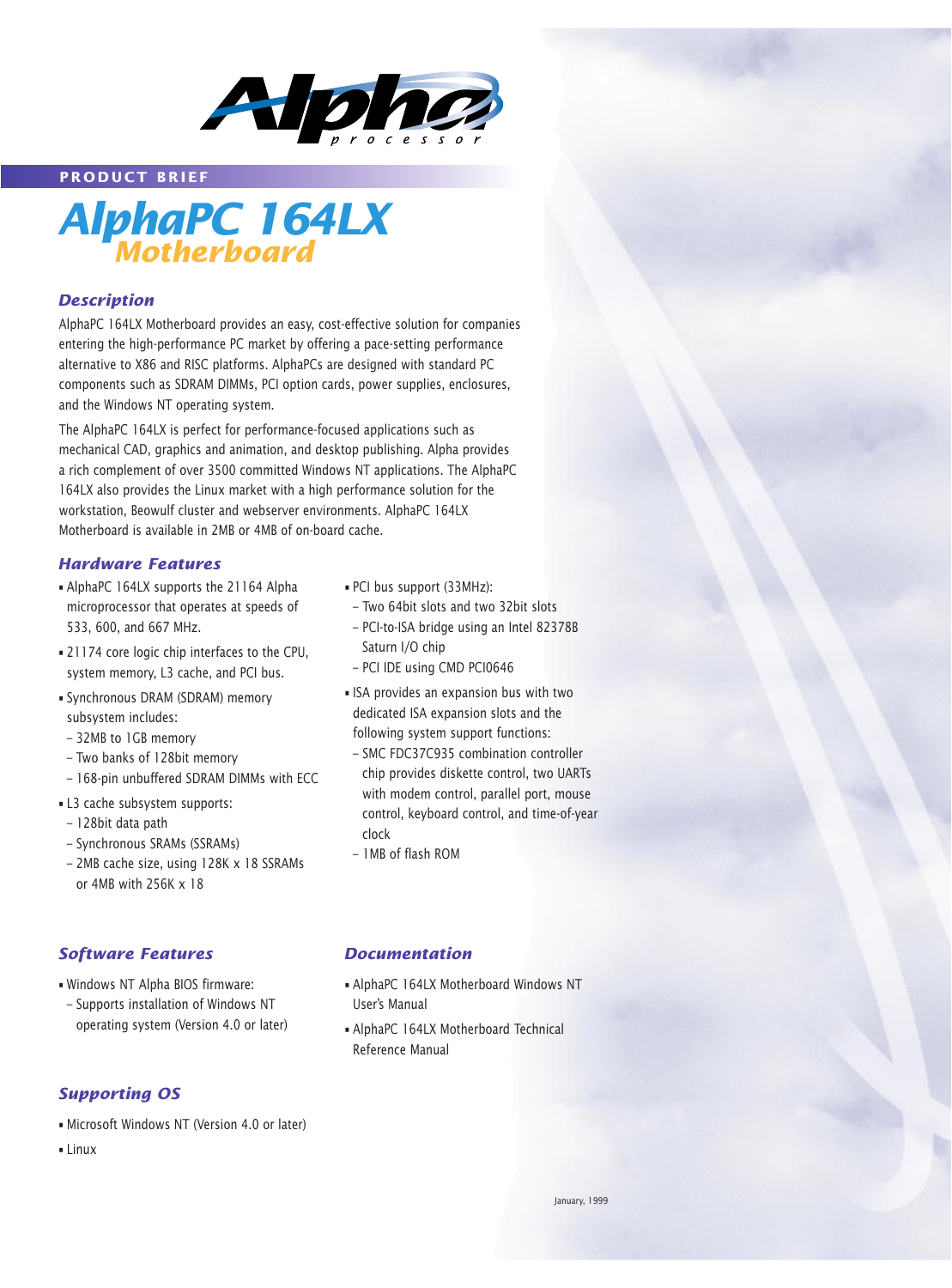Alpha processor

**PRODUCT BRIEF**

# AlphaPC 164LX Motherboard

## Description

AlphaPC 164LX Motherboard provides an easy, cost-effective solution for companies entering the high-performance PC market by offering a pace-setting performance alternative to X86 and RISC platforms. AlphaPCs are designed with standard PC components such as SDRAM DIMMs, PCI option cards, power supplies, enclosures, and the Windows NT operating system.

The AlphaPC 164LX is perfect for performance-focused applications such as mechanical CAD, graphics and animation, and desktop publishing. Alpha provides a rich complement of over 3500 committed Windows NT applications. The AlphaPC 164LX also provides the Linux market with a high performance solution for the workstation, Beowulf cluster and webserver environments. AlphaPC 164LX Motherboard is available in 2MB or 4MB of on-board cache.

## Hardware Features

- AlphaPC 164LX supports the 21164 Alpha microprocessor that operates at speeds of 533, 600, and 667 MHz.
- 21174 core logic chip interfaces to the CPU, system memory, L3 cache, and PCI bus.
- Synchronous DRAM (SDRAM) memory subsystem includes:
  - 32MB to 1GB memory
  - Two banks of 128bit memory
  - 168-pin unbuffered SDRAM DIMMs with ECC
- L3 cache subsystem supports:
  - 128bit data path
  - Synchronous SRAMs (SSRAMs)
  - 2MB cache size, using 128K x 18 SSRAMs or 4MB with 256K x 18
- PCI bus support (33MHz):
  - Two 64bit slots and two 32bit slots
  - PCI-to-ISA bridge using an Intel 82378B Saturn I/O chip
  - PCI IDE using CMD PCI0646
- ISA provides an expansion bus with two dedicated ISA expansion slots and the following system support functions:
  - SMC FDC37C935 combination controller chip provides diskette control, two UARTs with modem control, parallel port, mouse control, keyboard control, and time-of-year clock
  - 1MB of flash ROM

## Software Features

- Windows NT Alpha BIOS firmware:
  - Supports installation of Windows NT operating system (Version 4.0 or later)

## Documentation

- AlphaPC 164LX Motherboard Windows NT User's Manual
- AlphaPC 164LX Motherboard Technical Reference Manual

## Supporting OS

- Microsoft Windows NT (Version 4.0 or later)
- Linux

January, 1999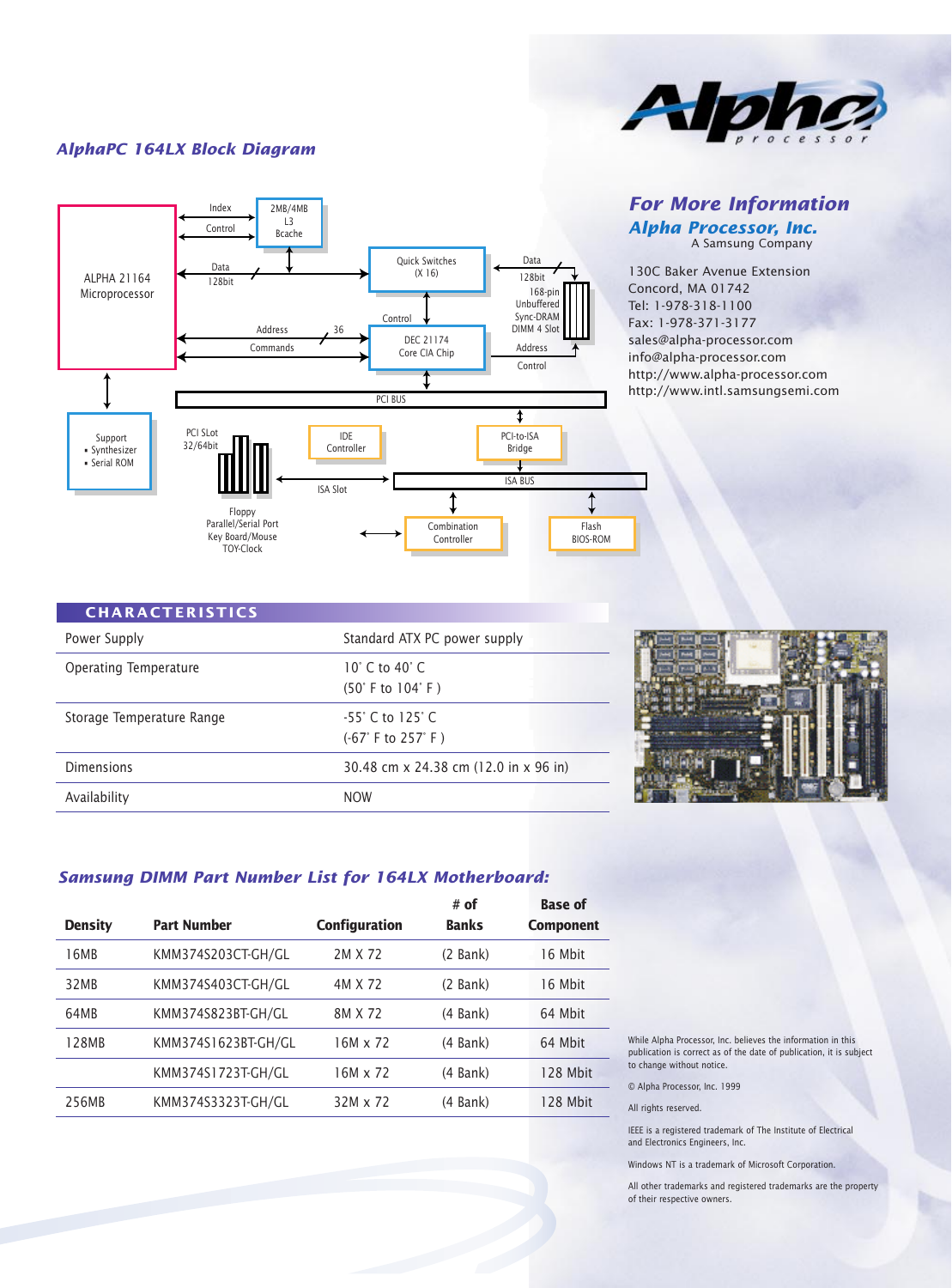## *AlphaPC 164LX Block Diagram*

ALPHA 21164 Microprocessor

Index

Control

2MB/4MB L3 Bcache

Data 128bit

Quick Switches (X 16)

Data 128bit

168-pin Unbuffered Sync-DRAM DIMM 4 Slot

Address 36

Commands

Control

DEC 21174 Core CIA Chip

Address

Control

PCI BUS

Support
- Synthesizer
- Serial ROM

PCI SLot 32/64bit

IDE Controller

PCI-to-ISA Bridge

ISA Slot

ISA BUS

Floppy
Parallel/Serial Port
Key Board/Mouse
TOY-Clock

Combination Controller

Flash BIOS-ROM

## *For More Information*

### *Alpha Processor, Inc.*

A Samsung Company

130C Baker Avenue Extension
Concord, MA 01742
Tel: 1-978-318-1100
Fax: 1-978-371-3177
sales@alpha-processor.com
info@alpha-processor.com
http://www.alpha-processor.com
http://www.intl.samsungsemi.com

## CHARACTERISTICS

| | |
|---|---|
| Power Supply | Standard ATX PC power supply |
| Operating Temperature | 10˚ C to 40˚ C (50˚ F to 104˚ F ) |
| Storage Temperature Range | -55˚ C to 125˚ C (-67˚ F to 257˚ F ) |
| Dimensions | 30.48 cm x 24.38 cm (12.0 in x 96 in) |
| Availability | NOW |

## *Samsung DIMM Part Number List for 164LX Motherboard:*

| Density | Part Number | Configuration | # of Banks | Base of Component |
|---|---|---|---|---|
| 16MB | KMM374S203CT-GH/GL | 2M X 72 | (2 Bank) | 16 Mbit |
| 32MB | KMM374S403CT-GH/GL | 4M X 72 | (2 Bank) | 16 Mbit |
| 64MB | KMM374S823BT-GH/GL | 8M X 72 | (4 Bank) | 64 Mbit |
| 128MB | KMM374S1623BT-GH/GL | 16M x 72 | (4 Bank) | 64 Mbit |
| | KMM374S1723T-GH/GL | 16M x 72 | (4 Bank) | 128 Mbit |
| 256MB | KMM374S3323T-GH/GL | 32M x 72 | (4 Bank) | 128 Mbit |

While Alpha Processor, Inc. believes the information in this publication is correct as of the date of publication, it is subject to change without notice.

© Alpha Processor, Inc. 1999

All rights reserved.

IEEE is a registered trademark of The Institute of Electrical and Electronics Engineers, Inc.

Windows NT is a trademark of Microsoft Corporation.

All other trademarks and registered trademarks are the property of their respective owners.